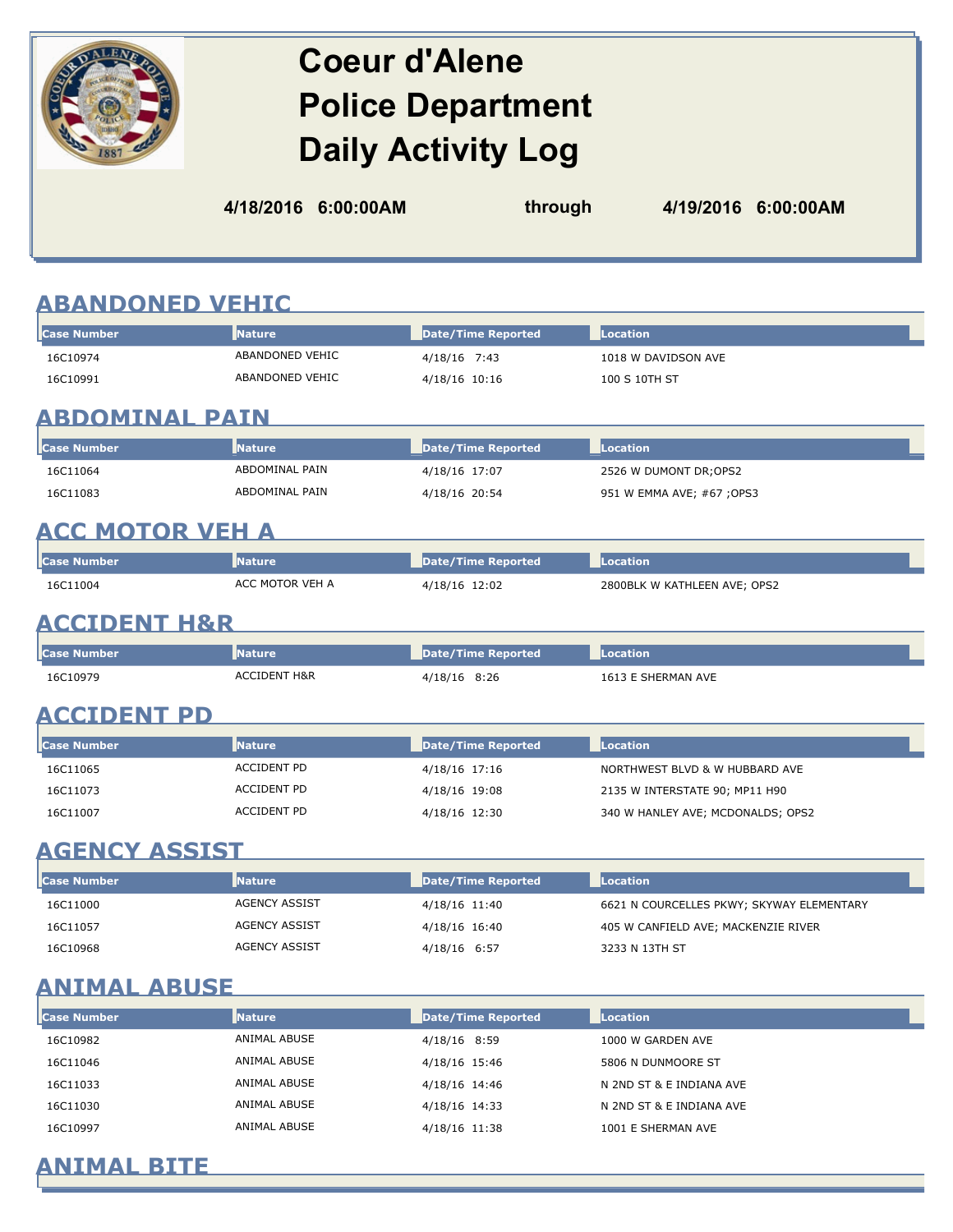# Coeur d'Alene Police Department Daily Activity Log

**4/18/2016 6:00:00AM** through **4/19/2016 6:00:00AM**

## ABANDONED VEHIC

| Case Number | Nature | Date/Time Reported | Location |
|---|---|---|---|
| 16C10974 | ABANDONED VEHIC | 4/18/16 7:43 | 1018 W DAVIDSON AVE |
| 16C10991 | ABANDONED VEHIC | 4/18/16 10:16 | 100 S 10TH ST |

## ABDOMINAL PAIN

| Case Number | Nature | Date/Time Reported | Location |
|---|---|---|---|
| 16C11064 | ABDOMINAL PAIN | 4/18/16 17:07 | 2526 W DUMONT DR;OPS2 |
| 16C11083 | ABDOMINAL PAIN | 4/18/16 20:54 | 951 W EMMA AVE; #67 ;OPS3 |

## ACC MOTOR VEH A

| Case Number | Nature | Date/Time Reported | Location |
|---|---|---|---|
| 16C11004 | ACC MOTOR VEH A | 4/18/16 12:02 | 2800BLK W KATHLEEN AVE; OPS2 |

## ACCIDENT H&R

| Case Number | Nature | Date/Time Reported | Location |
|---|---|---|---|
| 16C10979 | ACCIDENT H&R | 4/18/16 8:26 | 1613 E SHERMAN AVE |

## ACCIDENT PD

| Case Number | Nature | Date/Time Reported | Location |
|---|---|---|---|
| 16C11065 | ACCIDENT PD | 4/18/16 17:16 | NORTHWEST BLVD & W HUBBARD AVE |
| 16C11073 | ACCIDENT PD | 4/18/16 19:08 | 2135 W INTERSTATE 90; MP11 H90 |
| 16C11007 | ACCIDENT PD | 4/18/16 12:30 | 340 W HANLEY AVE; MCDONALDS; OPS2 |

## AGENCY ASSIST

| Case Number | Nature | Date/Time Reported | Location |
|---|---|---|---|
| 16C11000 | AGENCY ASSIST | 4/18/16 11:40 | 6621 N COURCELLES PKWY; SKYWAY ELEMENTARY |
| 16C11057 | AGENCY ASSIST | 4/18/16 16:40 | 405 W CANFIELD AVE; MACKENZIE RIVER |
| 16C10968 | AGENCY ASSIST | 4/18/16 6:57 | 3233 N 13TH ST |

## ANIMAL ABUSE

| Case Number | Nature | Date/Time Reported | Location |
|---|---|---|---|
| 16C10982 | ANIMAL ABUSE | 4/18/16 8:59 | 1000 W GARDEN AVE |
| 16C11046 | ANIMAL ABUSE | 4/18/16 15:46 | 5806 N DUNMOORE ST |
| 16C11033 | ANIMAL ABUSE | 4/18/16 14:46 | N 2ND ST & E INDIANA AVE |
| 16C11030 | ANIMAL ABUSE | 4/18/16 14:33 | N 2ND ST & E INDIANA AVE |
| 16C10997 | ANIMAL ABUSE | 4/18/16 11:38 | 1001 E SHERMAN AVE |

## ANIMAL BITE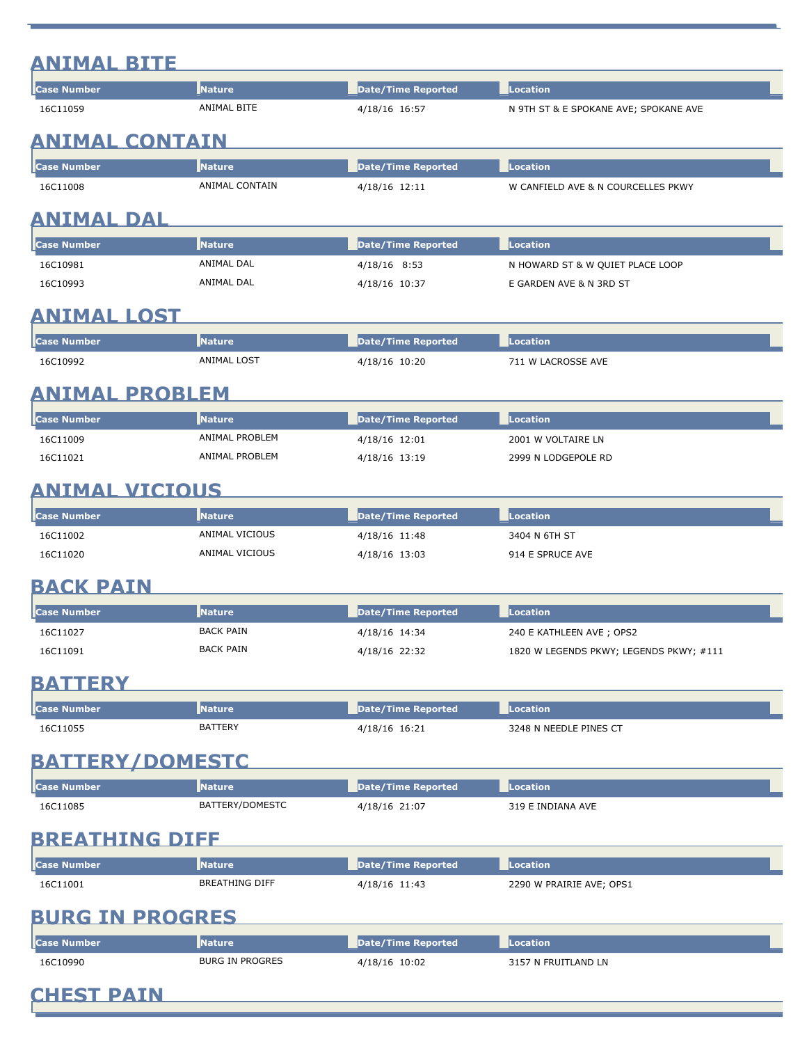## ANIMAL BITE

| Case Number | Nature | Date/Time Reported | Location |
|---|---|---|---|
| 16C11059 | ANIMAL BITE | 4/18/16 16:57 | N 9TH ST & E SPOKANE AVE; SPOKANE AVE |

## ANIMAL CONTAIN

| Case Number | Nature | Date/Time Reported | Location |
|---|---|---|---|
| 16C11008 | ANIMAL CONTAIN | 4/18/16 12:11 | W CANFIELD AVE & N COURCELLES PKWY |

## ANIMAL DAL

| Case Number | Nature | Date/Time Reported | Location |
|---|---|---|---|
| 16C10981 | ANIMAL DAL | 4/18/16 8:53 | N HOWARD ST & W QUIET PLACE LOOP |
| 16C10993 | ANIMAL DAL | 4/18/16 10:37 | E GARDEN AVE & N 3RD ST |

## ANIMAL LOST

| Case Number | Nature | Date/Time Reported | Location |
|---|---|---|---|
| 16C10992 | ANIMAL LOST | 4/18/16 10:20 | 711 W LACROSSE AVE |

## ANIMAL PROBLEM

| Case Number | Nature | Date/Time Reported | Location |
|---|---|---|---|
| 16C11009 | ANIMAL PROBLEM | 4/18/16 12:01 | 2001 W VOLTAIRE LN |
| 16C11021 | ANIMAL PROBLEM | 4/18/16 13:19 | 2999 N LODGEPOLE RD |

## ANIMAL VICIOUS

| Case Number | Nature | Date/Time Reported | Location |
|---|---|---|---|
| 16C11002 | ANIMAL VICIOUS | 4/18/16 11:48 | 3404 N 6TH ST |
| 16C11020 | ANIMAL VICIOUS | 4/18/16 13:03 | 914 E SPRUCE AVE |

## BACK PAIN

| Case Number | Nature | Date/Time Reported | Location |
|---|---|---|---|
| 16C11027 | BACK PAIN | 4/18/16 14:34 | 240 E KATHLEEN AVE ; OPS2 |
| 16C11091 | BACK PAIN | 4/18/16 22:32 | 1820 W LEGENDS PKWY; LEGENDS PKWY; #111 |

## BATTERY

| Case Number | Nature | Date/Time Reported | Location |
|---|---|---|---|
| 16C11055 | BATTERY | 4/18/16 16:21 | 3248 N NEEDLE PINES CT |

## BATTERY/DOMESTC

| Case Number | Nature | Date/Time Reported | Location |
|---|---|---|---|
| 16C11085 | BATTERY/DOMESTC | 4/18/16 21:07 | 319 E INDIANA AVE |

## BREATHING DIFF

| Case Number | Nature | Date/Time Reported | Location |
|---|---|---|---|
| 16C11001 | BREATHING DIFF | 4/18/16 11:43 | 2290 W PRAIRIE AVE; OPS1 |

## BURG IN PROGRES

| Case Number | Nature | Date/Time Reported | Location |
|---|---|---|---|
| 16C10990 | BURG IN PROGRES | 4/18/16 10:02 | 3157 N FRUITLAND LN |

## CHEST PAIN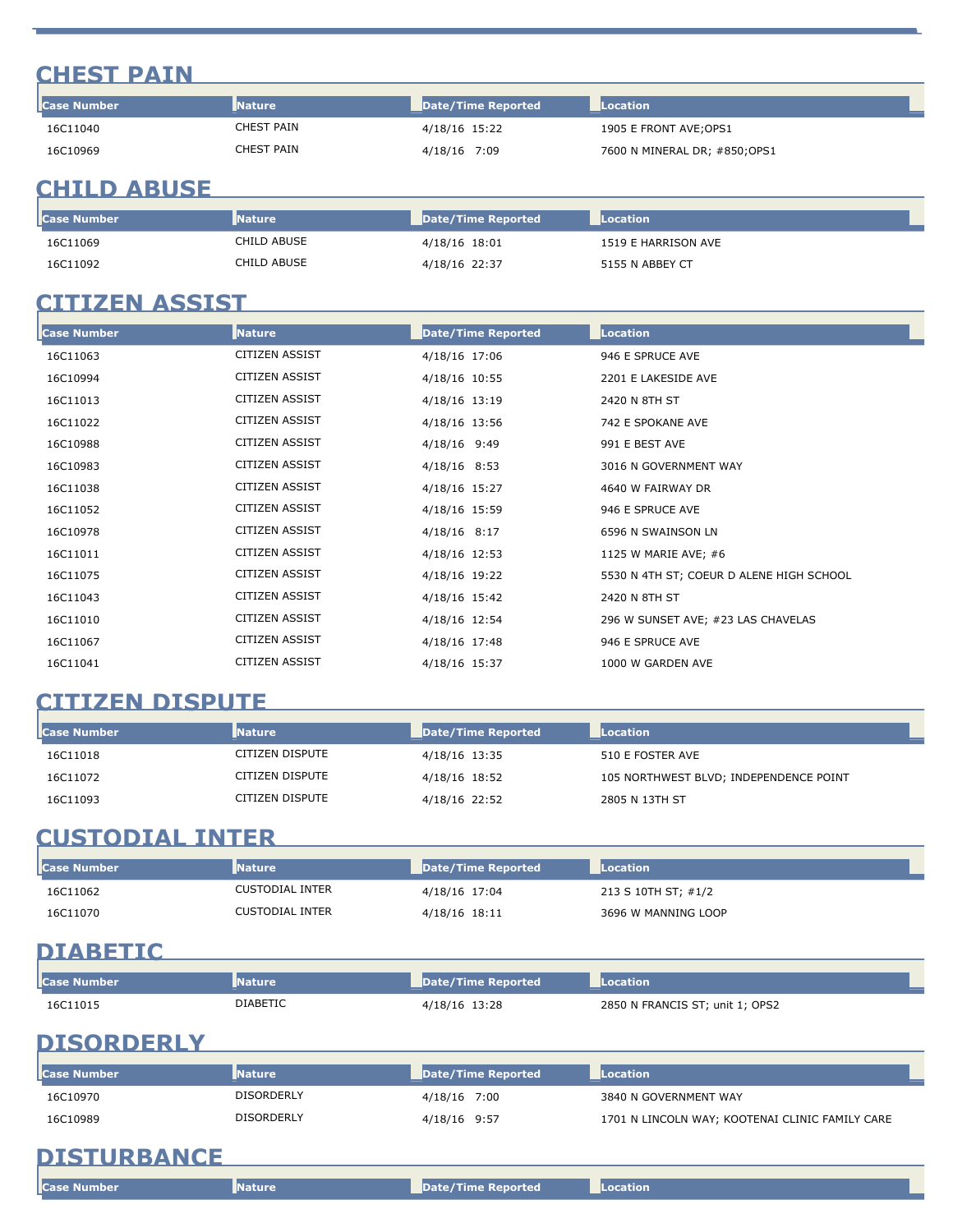## CHEST PAIN

| Case Number | Nature | Date/Time Reported | Location |
|---|---|---|---|
| 16C11040 | CHEST PAIN | 4/18/16 15:22 | 1905 E FRONT AVE;OPS1 |
| 16C10969 | CHEST PAIN | 4/18/16 7:09 | 7600 N MINERAL DR; #850;OPS1 |

## CHILD ABUSE

| Case Number | Nature | Date/Time Reported | Location |
|---|---|---|---|
| 16C11069 | CHILD ABUSE | 4/18/16 18:01 | 1519 E HARRISON AVE |
| 16C11092 | CHILD ABUSE | 4/18/16 22:37 | 5155 N ABBEY CT |

## CITIZEN ASSIST

| Case Number | Nature | Date/Time Reported | Location |
|---|---|---|---|
| 16C11063 | CITIZEN ASSIST | 4/18/16 17:06 | 946 E SPRUCE AVE |
| 16C10994 | CITIZEN ASSIST | 4/18/16 10:55 | 2201 E LAKESIDE AVE |
| 16C11013 | CITIZEN ASSIST | 4/18/16 13:19 | 2420 N 8TH ST |
| 16C11022 | CITIZEN ASSIST | 4/18/16 13:56 | 742 E SPOKANE AVE |
| 16C10988 | CITIZEN ASSIST | 4/18/16 9:49 | 991 E BEST AVE |
| 16C10983 | CITIZEN ASSIST | 4/18/16 8:53 | 3016 N GOVERNMENT WAY |
| 16C11038 | CITIZEN ASSIST | 4/18/16 15:27 | 4640 W FAIRWAY DR |
| 16C11052 | CITIZEN ASSIST | 4/18/16 15:59 | 946 E SPRUCE AVE |
| 16C10978 | CITIZEN ASSIST | 4/18/16 8:17 | 6596 N SWAINSON LN |
| 16C11011 | CITIZEN ASSIST | 4/18/16 12:53 | 1125 W MARIE AVE; #6 |
| 16C11075 | CITIZEN ASSIST | 4/18/16 19:22 | 5530 N 4TH ST; COEUR D ALENE HIGH SCHOOL |
| 16C11043 | CITIZEN ASSIST | 4/18/16 15:42 | 2420 N 8TH ST |
| 16C11010 | CITIZEN ASSIST | 4/18/16 12:54 | 296 W SUNSET AVE; #23 LAS CHAVELAS |
| 16C11067 | CITIZEN ASSIST | 4/18/16 17:48 | 946 E SPRUCE AVE |
| 16C11041 | CITIZEN ASSIST | 4/18/16 15:37 | 1000 W GARDEN AVE |

## CITIZEN DISPUTE

| Case Number | Nature | Date/Time Reported | Location |
|---|---|---|---|
| 16C11018 | CITIZEN DISPUTE | 4/18/16 13:35 | 510 E FOSTER AVE |
| 16C11072 | CITIZEN DISPUTE | 4/18/16 18:52 | 105 NORTHWEST BLVD; INDEPENDENCE POINT |
| 16C11093 | CITIZEN DISPUTE | 4/18/16 22:52 | 2805 N 13TH ST |

## CUSTODIAL INTER

| Case Number | Nature | Date/Time Reported | Location |
|---|---|---|---|
| 16C11062 | CUSTODIAL INTER | 4/18/16 17:04 | 213 S 10TH ST; #1/2 |
| 16C11070 | CUSTODIAL INTER | 4/18/16 18:11 | 3696 W MANNING LOOP |

## DIABETIC

| Case Number | Nature | Date/Time Reported | Location |
|---|---|---|---|
| 16C11015 | DIABETIC | 4/18/16 13:28 | 2850 N FRANCIS ST; unit 1; OPS2 |

## DISORDERLY

| Case Number | Nature | Date/Time Reported | Location |
|---|---|---|---|
| 16C10970 | DISORDERLY | 4/18/16 7:00 | 3840 N GOVERNMENT WAY |
| 16C10989 | DISORDERLY | 4/18/16 9:57 | 1701 N LINCOLN WAY; KOOTENAI CLINIC FAMILY CARE |

## DISTURBANCE

| Case Number | Nature | Date/Time Reported | Location |
|---|---|---|---|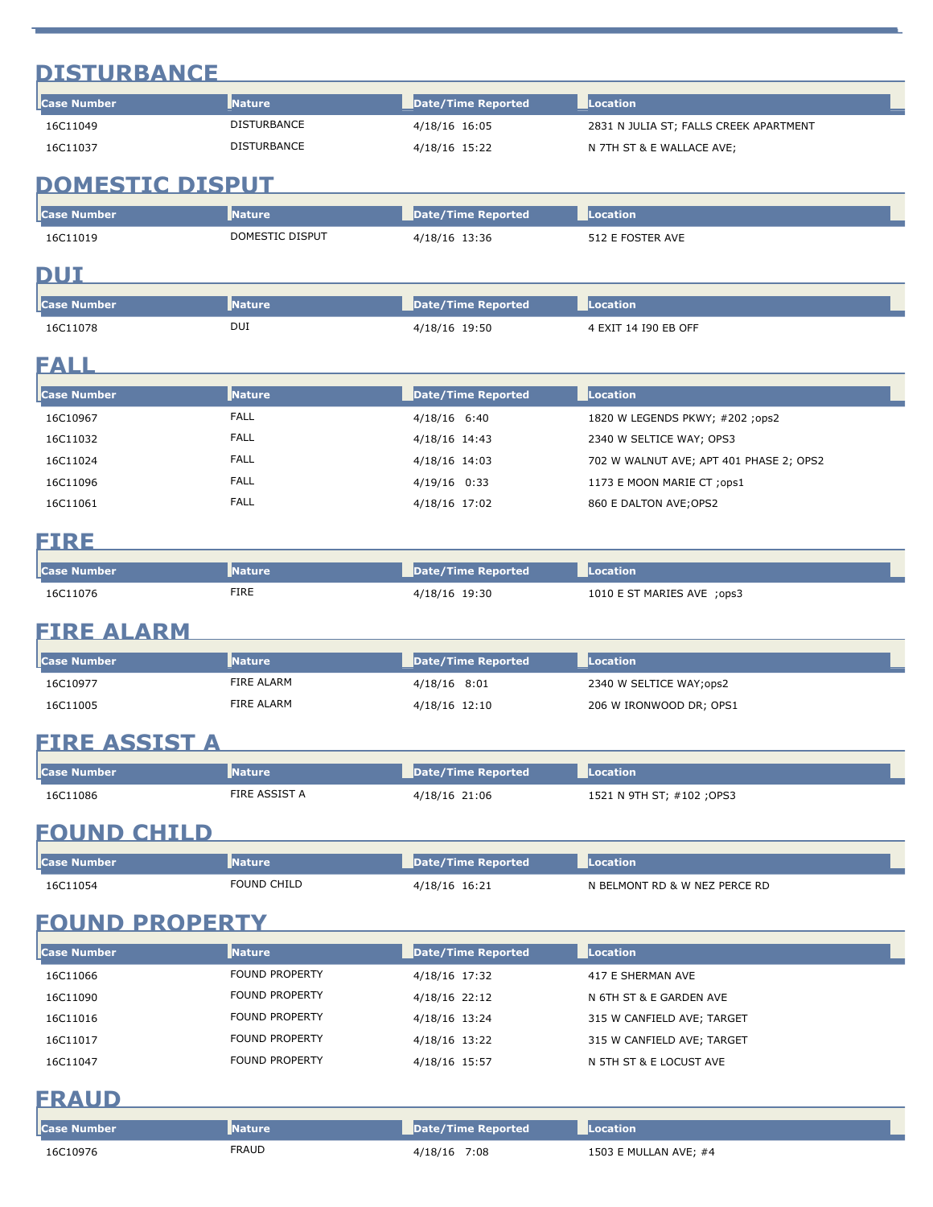## DISTURBANCE

| Case Number | Nature | Date/Time Reported | Location |
|---|---|---|---|
| 16C11049 | DISTURBANCE | 4/18/16 16:05 | 2831 N JULIA ST; FALLS CREEK APARTMENT |
| 16C11037 | DISTURBANCE | 4/18/16 15:22 | N 7TH ST & E WALLACE AVE; |

## DOMESTIC DISPUT

| Case Number | Nature | Date/Time Reported | Location |
|---|---|---|---|
| 16C11019 | DOMESTIC DISPUT | 4/18/16 13:36 | 512 E FOSTER AVE |

## DUI

| Case Number | Nature | Date/Time Reported | Location |
|---|---|---|---|
| 16C11078 | DUI | 4/18/16 19:50 | 4 EXIT 14 I90 EB OFF |

## FALL

| Case Number | Nature | Date/Time Reported | Location |
|---|---|---|---|
| 16C10967 | FALL | 4/18/16 6:40 | 1820 W LEGENDS PKWY; #202 ;ops2 |
| 16C11032 | FALL | 4/18/16 14:43 | 2340 W SELTICE WAY; OPS3 |
| 16C11024 | FALL | 4/18/16 14:03 | 702 W WALNUT AVE; APT 401 PHASE 2; OPS2 |
| 16C11096 | FALL | 4/19/16 0:33 | 1173 E MOON MARIE CT ;ops1 |
| 16C11061 | FALL | 4/18/16 17:02 | 860 E DALTON AVE;OPS2 |

## FIRE

| Case Number | Nature | Date/Time Reported | Location |
|---|---|---|---|
| 16C11076 | FIRE | 4/18/16 19:30 | 1010 E ST MARIES AVE ;ops3 |

## FIRE ALARM

| Case Number | Nature | Date/Time Reported | Location |
|---|---|---|---|
| 16C10977 | FIRE ALARM | 4/18/16 8:01 | 2340 W SELTICE WAY;ops2 |
| 16C11005 | FIRE ALARM | 4/18/16 12:10 | 206 W IRONWOOD DR; OPS1 |

## FIRE ASSIST A

| Case Number | Nature | Date/Time Reported | Location |
|---|---|---|---|
| 16C11086 | FIRE ASSIST A | 4/18/16 21:06 | 1521 N 9TH ST; #102 ;OPS3 |

## FOUND CHILD

| Case Number | Nature | Date/Time Reported | Location |
|---|---|---|---|
| 16C11054 | FOUND CHILD | 4/18/16 16:21 | N BELMONT RD & W NEZ PERCE RD |

## FOUND PROPERTY

| Case Number | Nature | Date/Time Reported | Location |
|---|---|---|---|
| 16C11066 | FOUND PROPERTY | 4/18/16 17:32 | 417 E SHERMAN AVE |
| 16C11090 | FOUND PROPERTY | 4/18/16 22:12 | N 6TH ST & E GARDEN AVE |
| 16C11016 | FOUND PROPERTY | 4/18/16 13:24 | 315 W CANFIELD AVE; TARGET |
| 16C11017 | FOUND PROPERTY | 4/18/16 13:22 | 315 W CANFIELD AVE; TARGET |
| 16C11047 | FOUND PROPERTY | 4/18/16 15:57 | N 5TH ST & E LOCUST AVE |

## FRAUD

| Case Number | Nature | Date/Time Reported | Location |
|---|---|---|---|
| 16C10976 | FRAUD | 4/18/16 7:08 | 1503 E MULLAN AVE; #4 |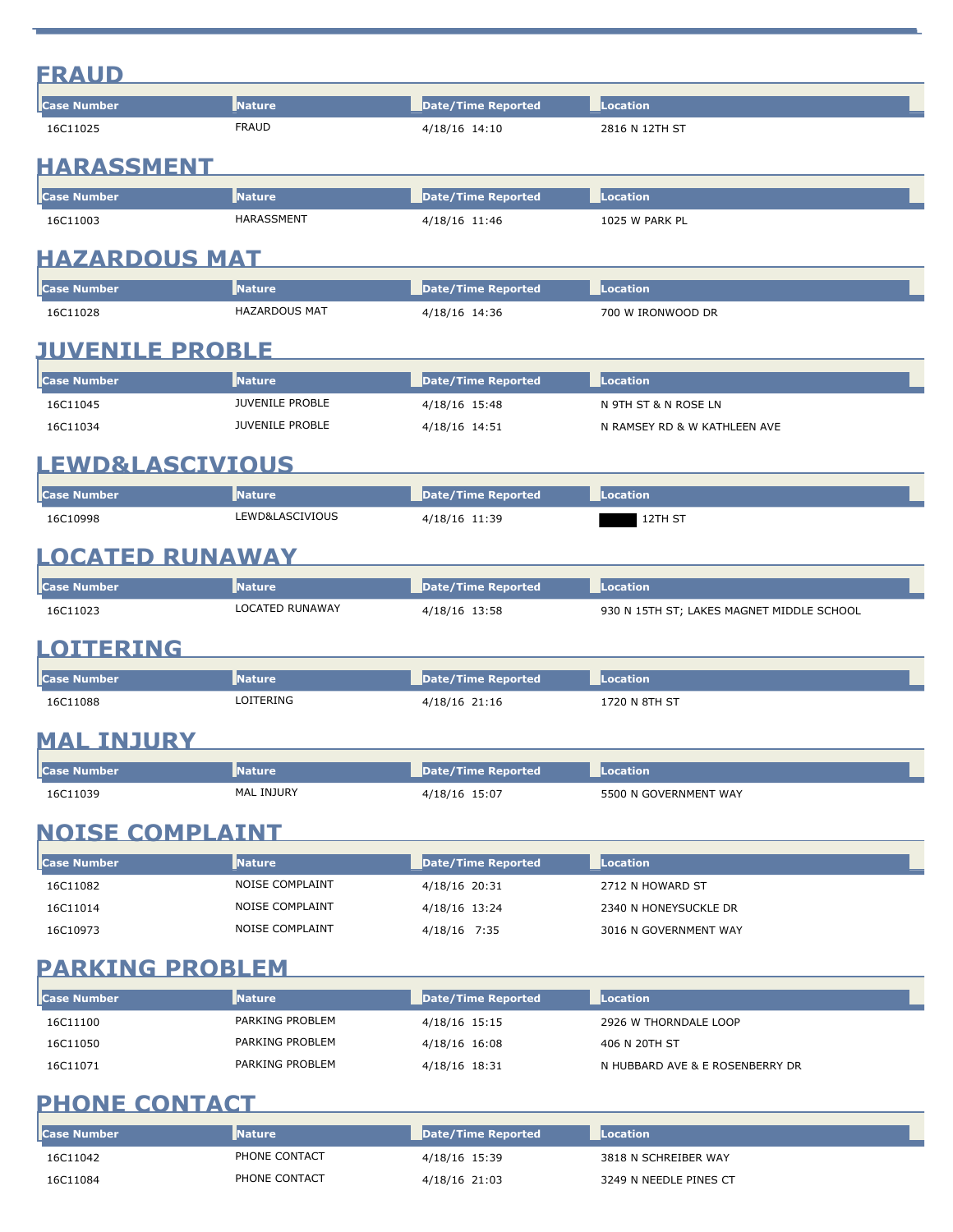## FRAUD

| Case Number | Nature | Date/Time Reported | Location |
|---|---|---|---|
| 16C11025 | FRAUD | 4/18/16 14:10 | 2816 N 12TH ST |

## HARASSMENT

| Case Number | Nature | Date/Time Reported | Location |
|---|---|---|---|
| 16C11003 | HARASSMENT | 4/18/16 11:46 | 1025 W PARK PL |

## HAZARDOUS MAT

| Case Number | Nature | Date/Time Reported | Location |
|---|---|---|---|
| 16C11028 | HAZARDOUS MAT | 4/18/16 14:36 | 700 W IRONWOOD DR |

## JUVENILE PROBLE

| Case Number | Nature | Date/Time Reported | Location |
|---|---|---|---|
| 16C11045 | JUVENILE PROBLE | 4/18/16 15:48 | N 9TH ST & N ROSE LN |
| 16C11034 | JUVENILE PROBLE | 4/18/16 14:51 | N RAMSEY RD & W KATHLEEN AVE |

## LEWD&LASCIVIOUS

| Case Number | Nature | Date/Time Reported | Location |
|---|---|---|---|
| 16C10998 | LEWD&LASCIVIOUS | 4/18/16 11:39 | ████ 12TH ST |

## LOCATED RUNAWAY

| Case Number | Nature | Date/Time Reported | Location |
|---|---|---|---|
| 16C11023 | LOCATED RUNAWAY | 4/18/16 13:58 | 930 N 15TH ST; LAKES MAGNET MIDDLE SCHOOL |

## LOITERING

| Case Number | Nature | Date/Time Reported | Location |
|---|---|---|---|
| 16C11088 | LOITERING | 4/18/16 21:16 | 1720 N 8TH ST |

## MAL INJURY

| Case Number | Nature | Date/Time Reported | Location |
|---|---|---|---|
| 16C11039 | MAL INJURY | 4/18/16 15:07 | 5500 N GOVERNMENT WAY |

## NOISE COMPLAINT

| Case Number | Nature | Date/Time Reported | Location |
|---|---|---|---|
| 16C11082 | NOISE COMPLAINT | 4/18/16 20:31 | 2712 N HOWARD ST |
| 16C11014 | NOISE COMPLAINT | 4/18/16 13:24 | 2340 N HONEYSUCKLE DR |
| 16C10973 | NOISE COMPLAINT | 4/18/16 7:35 | 3016 N GOVERNMENT WAY |

## PARKING PROBLEM

| Case Number | Nature | Date/Time Reported | Location |
|---|---|---|---|
| 16C11100 | PARKING PROBLEM | 4/18/16 15:15 | 2926 W THORNDALE LOOP |
| 16C11050 | PARKING PROBLEM | 4/18/16 16:08 | 406 N 20TH ST |
| 16C11071 | PARKING PROBLEM | 4/18/16 18:31 | N HUBBARD AVE & E ROSENBERRY DR |

## PHONE CONTACT

| Case Number | Nature | Date/Time Reported | Location |
|---|---|---|---|
| 16C11042 | PHONE CONTACT | 4/18/16 15:39 | 3818 N SCHREIBER WAY |
| 16C11084 | PHONE CONTACT | 4/18/16 21:03 | 3249 N NEEDLE PINES CT |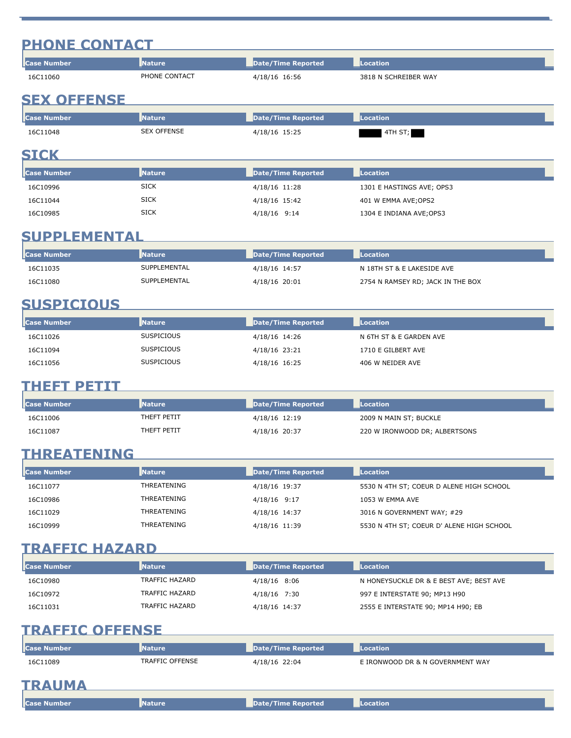## PHONE CONTACT

| Case Number | Nature | Date/Time Reported | Location |
|---|---|---|---|
| 16C11060 | PHONE CONTACT | 4/18/16 16:56 | 3818 N SCHREIBER WAY |

## SEX OFFENSE

| Case Number | Nature | Date/Time Reported | Location |
|---|---|---|---|
| 16C11048 | SEX OFFENSE | 4/18/16 15:25 | 4TH ST; |

## SICK

| Case Number | Nature | Date/Time Reported | Location |
|---|---|---|---|
| 16C10996 | SICK | 4/18/16 11:28 | 1301 E HASTINGS AVE; OPS3 |
| 16C11044 | SICK | 4/18/16 15:42 | 401 W EMMA AVE;OPS2 |
| 16C10985 | SICK | 4/18/16 9:14 | 1304 E INDIANA AVE;OPS3 |

## SUPPLEMENTAL

| Case Number | Nature | Date/Time Reported | Location |
|---|---|---|---|
| 16C11035 | SUPPLEMENTAL | 4/18/16 14:57 | N 18TH ST & E LAKESIDE AVE |
| 16C11080 | SUPPLEMENTAL | 4/18/16 20:01 | 2754 N RAMSEY RD; JACK IN THE BOX |

## SUSPICIOUS

| Case Number | Nature | Date/Time Reported | Location |
|---|---|---|---|
| 16C11026 | SUSPICIOUS | 4/18/16 14:26 | N 6TH ST & E GARDEN AVE |
| 16C11094 | SUSPICIOUS | 4/18/16 23:21 | 1710 E GILBERT AVE |
| 16C11056 | SUSPICIOUS | 4/18/16 16:25 | 406 W NEIDER AVE |

## THEFT PETIT

| Case Number | Nature | Date/Time Reported | Location |
|---|---|---|---|
| 16C11006 | THEFT PETIT | 4/18/16 12:19 | 2009 N MAIN ST; BUCKLE |
| 16C11087 | THEFT PETIT | 4/18/16 20:37 | 220 W IRONWOOD DR; ALBERTSONS |

## THREATENING

| Case Number | Nature | Date/Time Reported | Location |
|---|---|---|---|
| 16C11077 | THREATENING | 4/18/16 19:37 | 5530 N 4TH ST; COEUR D ALENE HIGH SCHOOL |
| 16C10986 | THREATENING | 4/18/16 9:17 | 1053 W EMMA AVE |
| 16C11029 | THREATENING | 4/18/16 14:37 | 3016 N GOVERNMENT WAY; #29 |
| 16C10999 | THREATENING | 4/18/16 11:39 | 5530 N 4TH ST; COEUR D' ALENE HIGH SCHOOL |

## TRAFFIC HAZARD

| Case Number | Nature | Date/Time Reported | Location |
|---|---|---|---|
| 16C10980 | TRAFFIC HAZARD | 4/18/16 8:06 | N HONEYSUCKLE DR & E BEST AVE; BEST AVE |
| 16C10972 | TRAFFIC HAZARD | 4/18/16 7:30 | 997 E INTERSTATE 90; MP13 H90 |
| 16C11031 | TRAFFIC HAZARD | 4/18/16 14:37 | 2555 E INTERSTATE 90; MP14 H90; EB |

## TRAFFIC OFFENSE

| Case Number | Nature | Date/Time Reported | Location |
|---|---|---|---|
| 16C11089 | TRAFFIC OFFENSE | 4/18/16 22:04 | E IRONWOOD DR & N GOVERNMENT WAY |

## TRAUMA

| Case Number | Nature | Date/Time Reported | Location |
|---|---|---|---|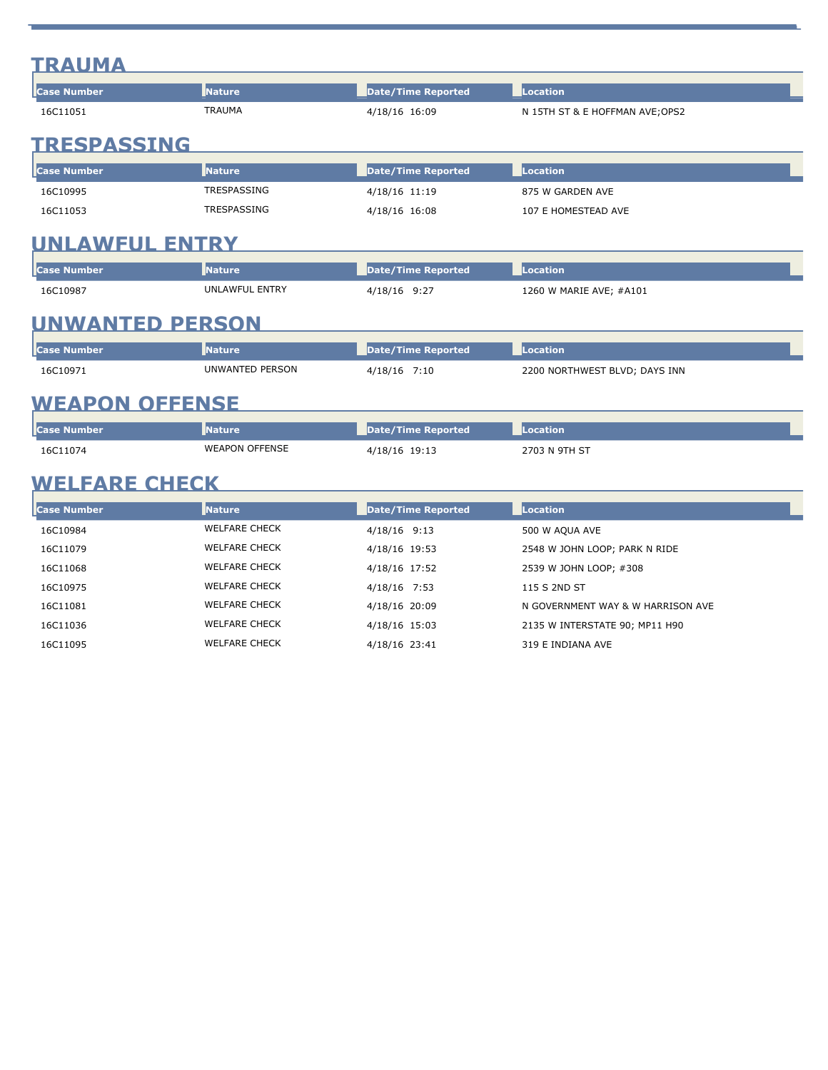## TRAUMA

| Case Number | Nature | Date/Time Reported | Location |
|---|---|---|---|
| 16C11051 | TRAUMA | 4/18/16 16:09 | N 15TH ST & E HOFFMAN AVE;OPS2 |

## TRESPASSING

| Case Number | Nature | Date/Time Reported | Location |
|---|---|---|---|
| 16C10995 | TRESPASSING | 4/18/16 11:19 | 875 W GARDEN AVE |
| 16C11053 | TRESPASSING | 4/18/16 16:08 | 107 E HOMESTEAD AVE |

## UNLAWFUL ENTRY

| Case Number | Nature | Date/Time Reported | Location |
|---|---|---|---|
| 16C10987 | UNLAWFUL ENTRY | 4/18/16 9:27 | 1260 W MARIE AVE; #A101 |

## UNWANTED PERSON

| Case Number | Nature | Date/Time Reported | Location |
|---|---|---|---|
| 16C10971 | UNWANTED PERSON | 4/18/16 7:10 | 2200 NORTHWEST BLVD; DAYS INN |

## WEAPON OFFENSE

| Case Number | Nature | Date/Time Reported | Location |
|---|---|---|---|
| 16C11074 | WEAPON OFFENSE | 4/18/16 19:13 | 2703 N 9TH ST |

## WELFARE CHECK

| Case Number | Nature | Date/Time Reported | Location |
|---|---|---|---|
| 16C10984 | WELFARE CHECK | 4/18/16 9:13 | 500 W AQUA AVE |
| 16C11079 | WELFARE CHECK | 4/18/16 19:53 | 2548 W JOHN LOOP; PARK N RIDE |
| 16C11068 | WELFARE CHECK | 4/18/16 17:52 | 2539 W JOHN LOOP; #308 |
| 16C10975 | WELFARE CHECK | 4/18/16 7:53 | 115 S 2ND ST |
| 16C11081 | WELFARE CHECK | 4/18/16 20:09 | N GOVERNMENT WAY & W HARRISON AVE |
| 16C11036 | WELFARE CHECK | 4/18/16 15:03 | 2135 W INTERSTATE 90; MP11 H90 |
| 16C11095 | WELFARE CHECK | 4/18/16 23:41 | 319 E INDIANA AVE |